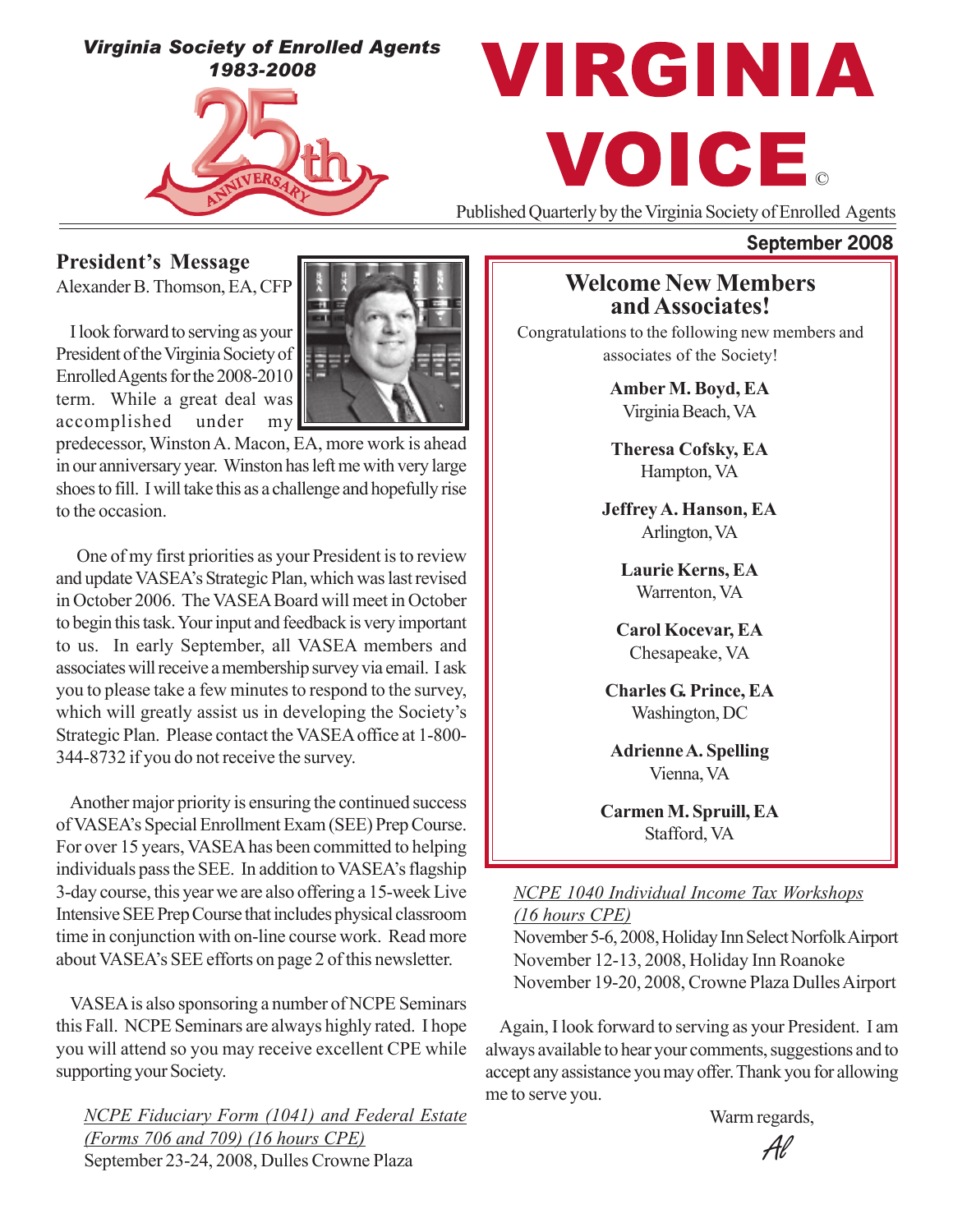*Virginia Society of Enrolled Agents*
*1983-2008*

25th ANNIVERSARY

# VIRGINIA VOICE©

Published Quarterly by the Virginia Society of Enrolled Agents

**September 2008**

## President's Message

Alexander B. Thomson, EA, CFP

I look forward to serving as your President of the Virginia Society of Enrolled Agents for the 2008-2010 term. While a great deal was accomplished under my predecessor, Winston A. Macon, EA, more work is ahead in our anniversary year. Winston has left me with very large shoes to fill. I will take this as a challenge and hopefully rise to the occasion.

One of my first priorities as your President is to review and update VASEA's Strategic Plan, which was last revised in October 2006. The VASEA Board will meet in October to begin this task. Your input and feedback is very important to us. In early September, all VASEA members and associates will receive a membership survey via email. I ask you to please take a few minutes to respond to the survey, which will greatly assist us in developing the Society's Strategic Plan. Please contact the VASEA office at 1-800-344-8732 if you do not receive the survey.

Another major priority is ensuring the continued success of VASEA's Special Enrollment Exam (SEE) Prep Course. For over 15 years, VASEA has been committed to helping individuals pass the SEE. In addition to VASEA's flagship 3-day course, this year we are also offering a 15-week Live Intensive SEE Prep Course that includes physical classroom time in conjunction with on-line course work. Read more about VASEA's SEE efforts on page 2 of this newsletter.

VASEA is also sponsoring a number of NCPE Seminars this Fall. NCPE Seminars are always highly rated. I hope you will attend so you may receive excellent CPE while supporting your Society.

*NCPE Fiduciary Form (1041) and Federal Estate (Forms 706 and 709) (16 hours CPE)*
September 23-24, 2008, Dulles Crowne Plaza

*NCPE 1040 Individual Income Tax Workshops (16 hours CPE)*
November 5-6, 2008, Holiday Inn Select Norfolk Airport
November 12-13, 2008, Holiday Inn Roanoke
November 19-20, 2008, Crowne Plaza Dulles Airport

Again, I look forward to serving as your President. I am always available to hear your comments, suggestions and to accept any assistance you may offer. Thank you for allowing me to serve you.

Warm regards,

*Al*

## Welcome New Members and Associates!

Congratulations to the following new members and associates of the Society!

**Amber M. Boyd, EA**
Virginia Beach, VA

**Theresa Cofsky, EA**
Hampton, VA

**Jeffrey A. Hanson, EA**
Arlington, VA

**Laurie Kerns, EA**
Warrenton, VA

**Carol Kocevar, EA**
Chesapeake, VA

**Charles G. Prince, EA**
Washington, DC

**Adrienne A. Spelling**
Vienna, VA

**Carmen M. Spruill, EA**
Stafford, VA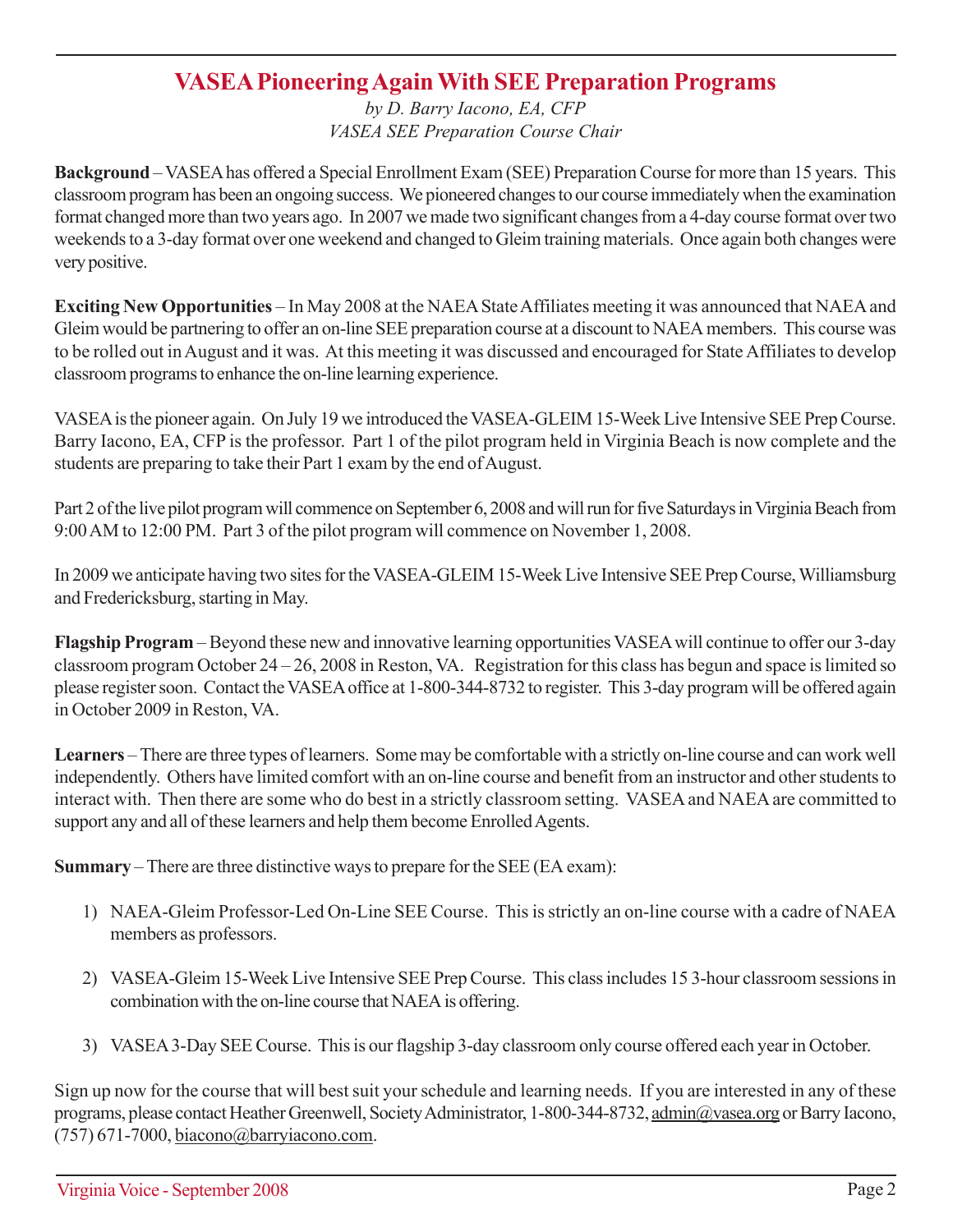# VASEA Pioneering Again With SEE Preparation Programs

*by D. Barry Iacono, EA, CFP*
*VASEA SEE Preparation Course Chair*

**Background** – VASEA has offered a Special Enrollment Exam (SEE) Preparation Course for more than 15 years. This classroom program has been an ongoing success. We pioneered changes to our course immediately when the examination format changed more than two years ago. In 2007 we made two significant changes from a 4-day course format over two weekends to a 3-day format over one weekend and changed to Gleim training materials. Once again both changes were very positive.

**Exciting New Opportunities** – In May 2008 at the NAEA State Affiliates meeting it was announced that NAEA and Gleim would be partnering to offer an on-line SEE preparation course at a discount to NAEA members. This course was to be rolled out in August and it was. At this meeting it was discussed and encouraged for State Affiliates to develop classroom programs to enhance the on-line learning experience.

VASEA is the pioneer again. On July 19 we introduced the VASEA-GLEIM 15-Week Live Intensive SEE Prep Course. Barry Iacono, EA, CFP is the professor. Part 1 of the pilot program held in Virginia Beach is now complete and the students are preparing to take their Part 1 exam by the end of August.

Part 2 of the live pilot program will commence on September 6, 2008 and will run for five Saturdays in Virginia Beach from 9:00 AM to 12:00 PM. Part 3 of the pilot program will commence on November 1, 2008.

In 2009 we anticipate having two sites for the VASEA-GLEIM 15-Week Live Intensive SEE Prep Course, Williamsburg and Fredericksburg, starting in May.

**Flagship Program** – Beyond these new and innovative learning opportunities VASEA will continue to offer our 3-day classroom program October 24 – 26, 2008 in Reston, VA. Registration for this class has begun and space is limited so please register soon. Contact the VASEA office at 1-800-344-8732 to register. This 3-day program will be offered again in October 2009 in Reston, VA.

**Learners** – There are three types of learners. Some may be comfortable with a strictly on-line course and can work well independently. Others have limited comfort with an on-line course and benefit from an instructor and other students to interact with. Then there are some who do best in a strictly classroom setting. VASEA and NAEA are committed to support any and all of these learners and help them become Enrolled Agents.

**Summary** – There are three distinctive ways to prepare for the SEE (EA exam):

1) NAEA-Gleim Professor-Led On-Line SEE Course. This is strictly an on-line course with a cadre of NAEA members as professors.

2) VASEA-Gleim 15-Week Live Intensive SEE Prep Course. This class includes 15 3-hour classroom sessions in combination with the on-line course that NAEA is offering.

3) VASEA 3-Day SEE Course. This is our flagship 3-day classroom only course offered each year in October.

Sign up now for the course that will best suit your schedule and learning needs. If you are interested in any of these programs, please contact Heather Greenwell, Society Administrator, 1-800-344-8732, admin@vasea.org or Barry Iacono, (757) 671-7000, biacono@barryiacono.com.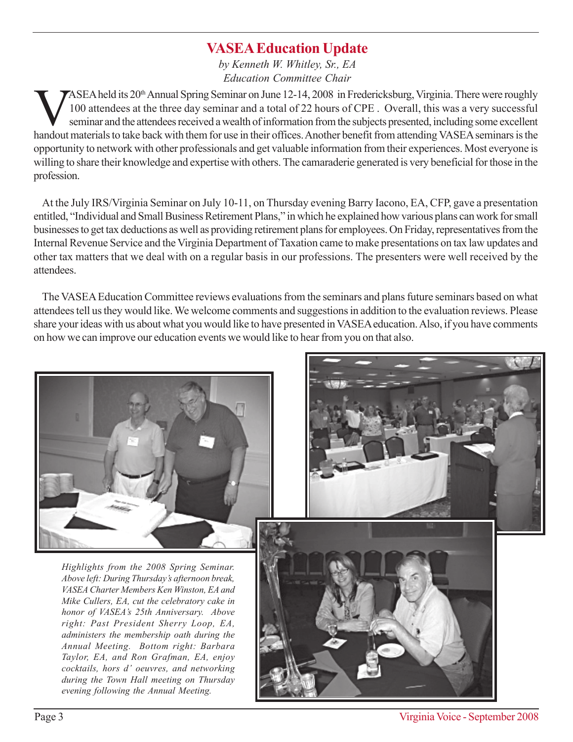## VASEA Education Update

*by Kenneth W. Whitley, Sr., EA*
*Education Committee Chair*

VASEA held its 20th Annual Spring Seminar on June 12-14, 2008 in Fredericksburg, Virginia. There were roughly 100 attendees at the three day seminar and a total of 22 hours of CPE . Overall, this was a very successful seminar and the attendees received a wealth of information from the subjects presented, including some excellent handout materials to take back with them for use in their offices. Another benefit from attending VASEA seminars is the opportunity to network with other professionals and get valuable information from their experiences. Most everyone is willing to share their knowledge and expertise with others. The camaraderie generated is very beneficial for those in the profession.

At the July IRS/Virginia Seminar on July 10-11, on Thursday evening Barry Iacono, EA, CFP, gave a presentation entitled, "Individual and Small Business Retirement Plans," in which he explained how various plans can work for small businesses to get tax deductions as well as providing retirement plans for employees. On Friday, representatives from the Internal Revenue Service and the Virginia Department of Taxation came to make presentations on tax law updates and other tax matters that we deal with on a regular basis in our professions. The presenters were well received by the attendees.

The VASEA Education Committee reviews evaluations from the seminars and plans future seminars based on what attendees tell us they would like. We welcome comments and suggestions in addition to the evaluation reviews. Please share your ideas with us about what you would like to have presented in VASEA education. Also, if you have comments on how we can improve our education events we would like to hear from you on that also.

*Highlights from the 2008 Spring Seminar. Above left: During Thursday's afternoon break, VASEA Charter Members Ken Winston, EA and Mike Cullers, EA, cut the celebratory cake in honor of VASEA's 25th Anniversary. Above right: Past President Sherry Loop, EA, administers the membership oath during the Annual Meeting. Bottom right: Barbara Taylor, EA, and Ron Grafman, EA, enjoy cocktails, hors d' oeuvres, and networking during the Town Hall meeting on Thursday evening following the Annual Meeting.*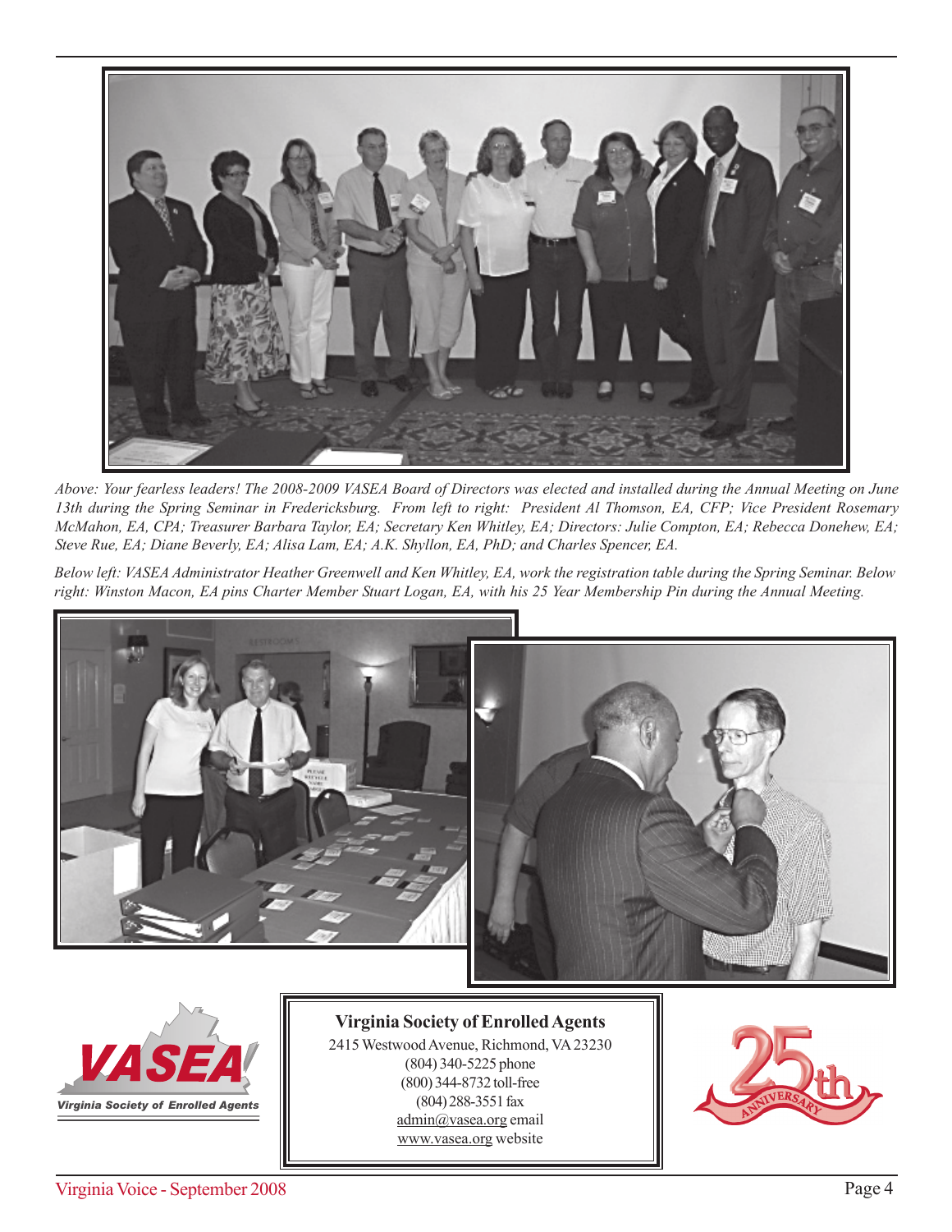*Above: Your fearless leaders! The 2008-2009 VASEA Board of Directors was elected and installed during the Annual Meeting on June 13th during the Spring Seminar in Fredericksburg. From left to right: President Al Thomson, EA, CFP; Vice President Rosemary McMahon, EA, CPA; Treasurer Barbara Taylor, EA; Secretary Ken Whitley, EA; Directors: Julie Compton, EA; Rebecca Donehew, EA; Steve Rue, EA; Diane Beverly, EA; Alisa Lam, EA; A.K. Shyllon, EA, PhD; and Charles Spencer, EA.*

*Below left: VASEA Administrator Heather Greenwell and Ken Whitley, EA, work the registration table during the Spring Seminar. Below right: Winston Macon, EA pins Charter Member Stuart Logan, EA, with his 25 Year Membership Pin during the Annual Meeting.*

VASEA
Virginia Society of Enrolled Agents

**Virginia Society of Enrolled Agents**

2415 Westwood Avenue, Richmond, VA 23230
(804) 340-5225 phone
(800) 344-8732 toll-free
(804) 288-3551 fax
admin@vasea.org email
www.vasea.org website

25th ANNIVERSARY